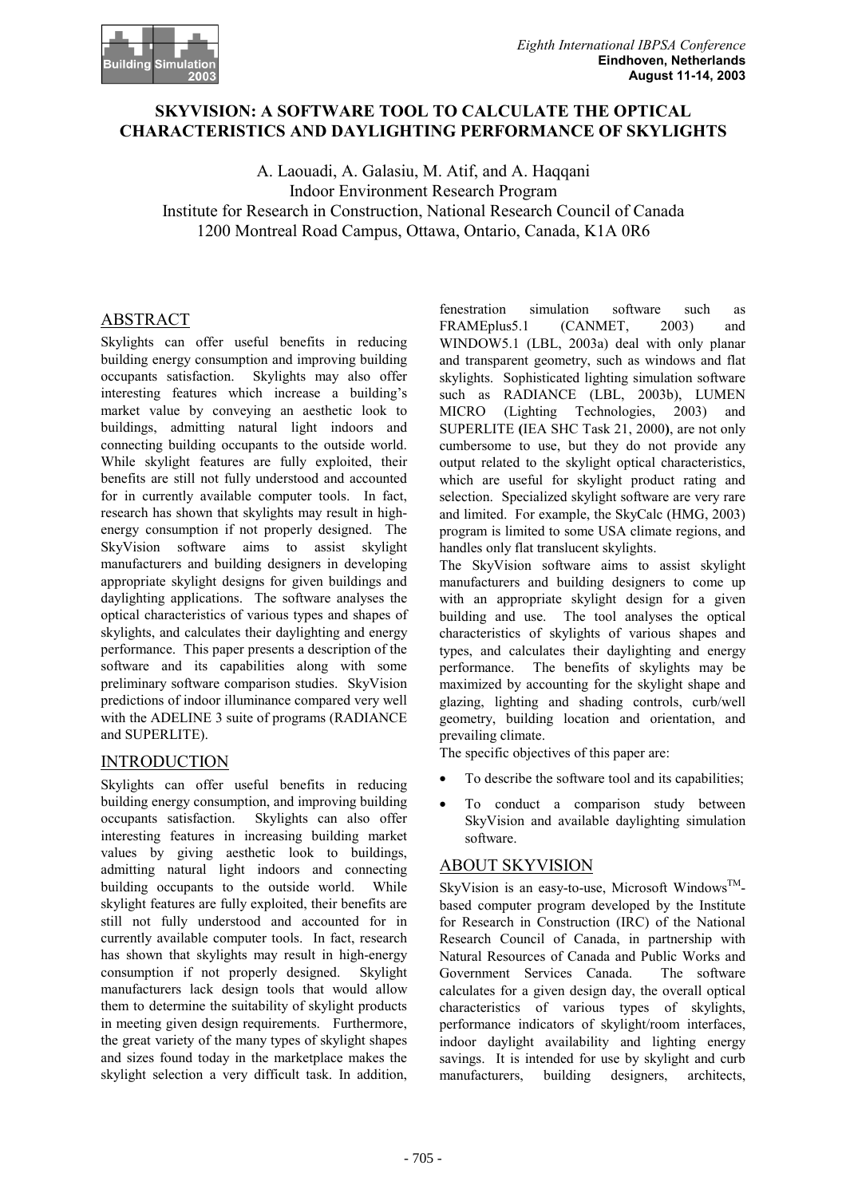# SKYVISION: A SOFTWARE TOOL TO CALCULATE THE OPTICAL CHARACTERISTICS AND DAYLIGHTING PERFORMANCE OF SKYLIGHTS

A. Laouadi, A. Galasiu, M. Atif, and A. Haqqani
Indoor Environment Research Program
Institute for Research in Construction, National Research Council of Canada
1200 Montreal Road Campus, Ottawa, Ontario, Canada, K1A 0R6

## ABSTRACT

Skylights can offer useful benefits in reducing building energy consumption and improving building occupants satisfaction. Skylights may also offer interesting features which increase a building's market value by conveying an aesthetic look to buildings, admitting natural light indoors and connecting building occupants to the outside world. While skylight features are fully exploited, their benefits are still not fully understood and accounted for in currently available computer tools. In fact, research has shown that skylights may result in high-energy consumption if not properly designed. The SkyVision software aims to assist skylight manufacturers and building designers in developing appropriate skylight designs for given buildings and daylighting applications. The software analyses the optical characteristics of various types and shapes of skylights, and calculates their daylighting and energy performance. This paper presents a description of the software and its capabilities along with some preliminary software comparison studies. SkyVision predictions of indoor illuminance compared very well with the ADELINE 3 suite of programs (RADIANCE and SUPERLITE).

## INTRODUCTION

Skylights can offer useful benefits in reducing building energy consumption, and improving building occupants satisfaction. Skylights can also offer interesting features in increasing building market values by giving aesthetic look to buildings, admitting natural light indoors and connecting building occupants to the outside world. While skylight features are fully exploited, their benefits are still not fully understood and accounted for in currently available computer tools. In fact, research has shown that skylights may result in high-energy consumption if not properly designed. Skylight manufacturers lack design tools that would allow them to determine the suitability of skylight products in meeting given design requirements. Furthermore, the great variety of the many types of skylight shapes and sizes found today in the marketplace makes the skylight selection a very difficult task. In addition, fenestration simulation software such as FRAMEplus5.1 (CANMET, 2003) and WINDOW5.1 (LBL, 2003a) deal with only planar and transparent geometry, such as windows and flat skylights. Sophisticated lighting simulation software such as RADIANCE (LBL, 2003b), LUMEN MICRO (Lighting Technologies, 2003) and SUPERLITE (IEA SHC Task 21, 2000), are not only cumbersome to use, but they do not provide any output related to the skylight optical characteristics, which are useful for skylight product rating and selection. Specialized skylight software are very rare and limited. For example, the SkyCalc (HMG, 2003) program is limited to some USA climate regions, and handles only flat translucent skylights.

The SkyVision software aims to assist skylight manufacturers and building designers to come up with an appropriate skylight design for a given building and use. The tool analyses the optical characteristics of skylights of various shapes and types, and calculates their daylighting and energy performance. The benefits of skylights may be maximized by accounting for the skylight shape and glazing, lighting and shading controls, curb/well geometry, building location and orientation, and prevailing climate.

The specific objectives of this paper are:

- To describe the software tool and its capabilities;
- To conduct a comparison study between SkyVision and available daylighting simulation software.

## ABOUT SKYVISION

SkyVision is an easy-to-use, Microsoft Windows$^{TM}$-based computer program developed by the Institute for Research in Construction (IRC) of the National Research Council of Canada, in partnership with Natural Resources of Canada and Public Works and Government Services Canada. The software calculates for a given design day, the overall optical characteristics of various types of skylights, performance indicators of skylight/room interfaces, indoor daylight availability and lighting energy savings. It is intended for use by skylight and curb manufacturers, building designers, architects,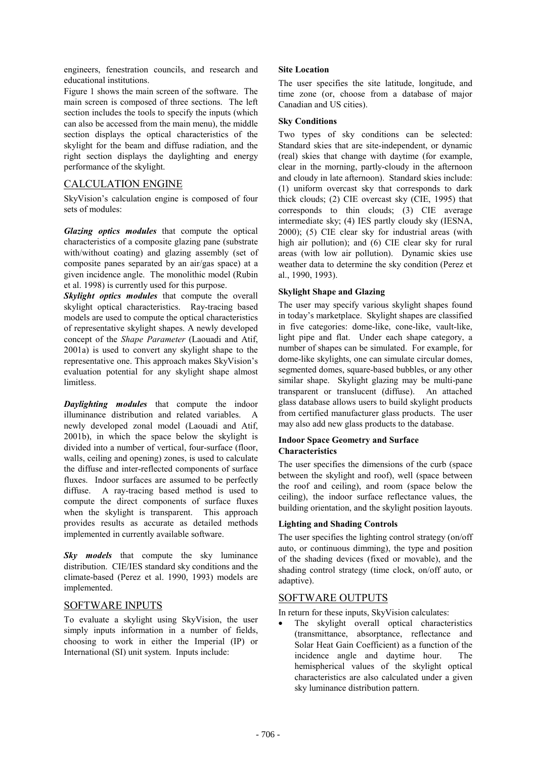engineers, fenestration councils, and research and educational institutions.

Figure 1 shows the main screen of the software. The main screen is composed of three sections. The left section includes the tools to specify the inputs (which can also be accessed from the main menu), the middle section displays the optical characteristics of the skylight for the beam and diffuse radiation, and the right section displays the daylighting and energy performance of the skylight.

## CALCULATION ENGINE

SkyVision's calculation engine is composed of four sets of modules:

***Glazing optics modules*** that compute the optical characteristics of a composite glazing pane (substrate with/without coating) and glazing assembly (set of composite panes separated by an air/gas space) at a given incidence angle. The monolithic model (Rubin et al. 1998) is currently used for this purpose.

***Skylight optics modules*** that compute the overall skylight optical characteristics. Ray-tracing based models are used to compute the optical characteristics of representative skylight shapes. A newly developed concept of the *Shape Parameter* (Laouadi and Atif, 2001a) is used to convert any skylight shape to the representative one. This approach makes SkyVision's evaluation potential for any skylight shape almost limitless.

***Daylighting modules*** that compute the indoor illuminance distribution and related variables. A newly developed zonal model (Laouadi and Atif, 2001b), in which the space below the skylight is divided into a number of vertical, four-surface (floor, walls, ceiling and opening) zones, is used to calculate the diffuse and inter-reflected components of surface fluxes. Indoor surfaces are assumed to be perfectly diffuse. A ray-tracing based method is used to compute the direct components of surface fluxes when the skylight is transparent. This approach provides results as accurate as detailed methods implemented in currently available software.

***Sky models*** that compute the sky luminance distribution. CIE/IES standard sky conditions and the climate-based (Perez et al. 1990, 1993) models are implemented.

## SOFTWARE INPUTS

To evaluate a skylight using SkyVision, the user simply inputs information in a number of fields, choosing to work in either the Imperial (IP) or International (SI) unit system. Inputs include:

#### Site Location

The user specifies the site latitude, longitude, and time zone (or, choose from a database of major Canadian and US cities).

#### Sky Conditions

Two types of sky conditions can be selected: Standard skies that are site-independent, or dynamic (real) skies that change with daytime (for example, clear in the morning, partly-cloudy in the afternoon and cloudy in late afternoon). Standard skies include: (1) uniform overcast sky that corresponds to dark thick clouds; (2) CIE overcast sky (CIE, 1995) that corresponds to thin clouds; (3) CIE average intermediate sky; (4) IES partly cloudy sky (IESNA, 2000); (5) CIE clear sky for industrial areas (with high air pollution); and (6) CIE clear sky for rural areas (with low air pollution). Dynamic skies use weather data to determine the sky condition (Perez et al., 1990, 1993).

#### Skylight Shape and Glazing

The user may specify various skylight shapes found in today's marketplace. Skylight shapes are classified in five categories: dome-like, cone-like, vault-like, light pipe and flat. Under each shape category, a number of shapes can be simulated. For example, for dome-like skylights, one can simulate circular domes, segmented domes, square-based bubbles, or any other similar shape. Skylight glazing may be multi-pane transparent or translucent (diffuse). An attached glass database allows users to build skylight products from certified manufacturer glass products. The user may also add new glass products to the database.

#### Indoor Space Geometry and Surface Characteristics

The user specifies the dimensions of the curb (space between the skylight and roof), well (space between the roof and ceiling), and room (space below the ceiling), the indoor surface reflectance values, the building orientation, and the skylight position layouts.

#### Lighting and Shading Controls

The user specifies the lighting control strategy (on/off auto, or continuous dimming), the type and position of the shading devices (fixed or movable), and the shading control strategy (time clock, on/off auto, or adaptive).

## SOFTWARE OUTPUTS

In return for these inputs, SkyVision calculates:

- The skylight overall optical characteristics (transmittance, absorptance, reflectance and Solar Heat Gain Coefficient) as a function of the incidence angle and daytime hour. The hemispherical values of the skylight optical characteristics are also calculated under a given sky luminance distribution pattern.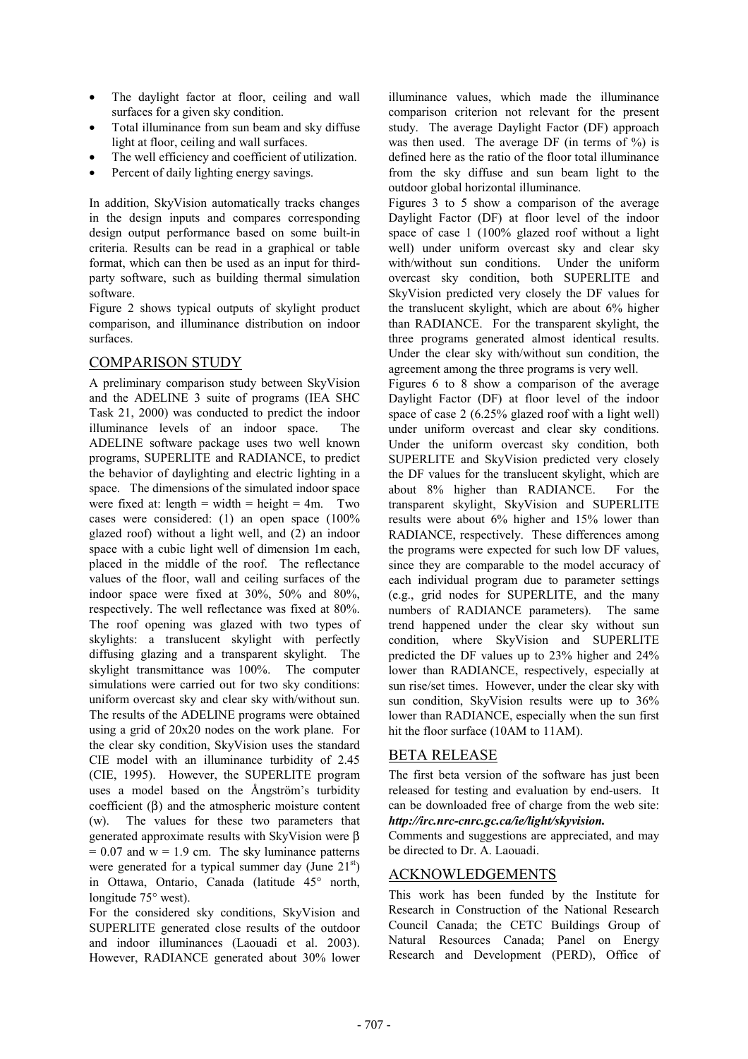- The daylight factor at floor, ceiling and wall surfaces for a given sky condition.
- Total illuminance from sun beam and sky diffuse light at floor, ceiling and wall surfaces.
- The well efficiency and coefficient of utilization.
- Percent of daily lighting energy savings.

In addition, SkyVision automatically tracks changes in the design inputs and compares corresponding design output performance based on some built-in criteria. Results can be read in a graphical or table format, which can then be used as an input for third-party software, such as building thermal simulation software.

Figure 2 shows typical outputs of skylight product comparison, and illuminance distribution on indoor surfaces.

## COMPARISON STUDY

A preliminary comparison study between SkyVision and the ADELINE 3 suite of programs (IEA SHC Task 21, 2000) was conducted to predict the indoor illuminance levels of an indoor space. The ADELINE software package uses two well known programs, SUPERLITE and RADIANCE, to predict the behavior of daylighting and electric lighting in a space. The dimensions of the simulated indoor space were fixed at: length = width = height = 4m. Two cases were considered: (1) an open space (100% glazed roof) without a light well, and (2) an indoor space with a cubic light well of dimension 1m each, placed in the middle of the roof. The reflectance values of the floor, wall and ceiling surfaces of the indoor space were fixed at 30%, 50% and 80%, respectively. The well reflectance was fixed at 80%. The roof opening was glazed with two types of skylights: a translucent skylight with perfectly diffusing glazing and a transparent skylight. The skylight transmittance was 100%. The computer simulations were carried out for two sky conditions: uniform overcast sky and clear sky with/without sun. The results of the ADELINE programs were obtained using a grid of 20x20 nodes on the work plane. For the clear sky condition, SkyVision uses the standard CIE model with an illuminance turbidity of 2.45 (CIE, 1995). However, the SUPERLITE program uses a model based on the Ångström's turbidity coefficient ($\beta$) and the atmospheric moisture content (w). The values for these two parameters that generated approximate results with SkyVision were $\beta = 0.07$ and $w = 1.9$ cm. The sky luminance patterns were generated for a typical summer day (June 21[st]) in Ottawa, Ontario, Canada (latitude 45° north, longitude 75° west).

For the considered sky conditions, SkyVision and SUPERLITE generated close results of the outdoor and indoor illuminances (Laouadi et al. 2003). However, RADIANCE generated about 30% lower illuminance values, which made the illuminance comparison criterion not relevant for the present study. The average Daylight Factor (DF) approach was then used. The average DF (in terms of %) is defined here as the ratio of the floor total illuminance from the sky diffuse and sun beam light to the outdoor global horizontal illuminance.

Figures 3 to 5 show a comparison of the average Daylight Factor (DF) at floor level of the indoor space of case 1 (100% glazed roof without a light well) under uniform overcast sky and clear sky with/without sun conditions. Under the uniform overcast sky condition, both SUPERLITE and SkyVision predicted very closely the DF values for the translucent skylight, which are about 6% higher than RADIANCE. For the transparent skylight, the three programs generated almost identical results. Under the clear sky with/without sun condition, the agreement among the three programs is very well.

Figures 6 to 8 show a comparison of the average Daylight Factor (DF) at floor level of the indoor space of case 2 (6.25% glazed roof with a light well) under uniform overcast and clear sky conditions. Under the uniform overcast sky condition, both SUPERLITE and SkyVision predicted very closely the DF values for the translucent skylight, which are about 8% higher than RADIANCE. For the transparent skylight, SkyVision and SUPERLITE results were about 6% higher and 15% lower than RADIANCE, respectively. These differences among the programs were expected for such low DF values, since they are comparable to the model accuracy of each individual program due to parameter settings (e.g., grid nodes for SUPERLITE, and the many numbers of RADIANCE parameters). The same trend happened under the clear sky without sun condition, where SkyVision and SUPERLITE predicted the DF values up to 23% higher and 24% lower than RADIANCE, respectively, especially at sun rise/set times. However, under the clear sky with sun condition, SkyVision results were up to 36% lower than RADIANCE, especially when the sun first hit the floor surface (10AM to 11AM).

## BETA RELEASE

The first beta version of the software has just been released for testing and evaluation by end-users. It can be downloaded free of charge from the web site: ***http://irc.nrc-cnrc.gc.ca/ie/light/skyvision.***

Comments and suggestions are appreciated, and may be directed to Dr. A. Laouadi.

## ACKNOWLEDGEMENTS

This work has been funded by the Institute for Research in Construction of the National Research Council Canada; the CETC Buildings Group of Natural Resources Canada; Panel on Energy Research and Development (PERD), Office of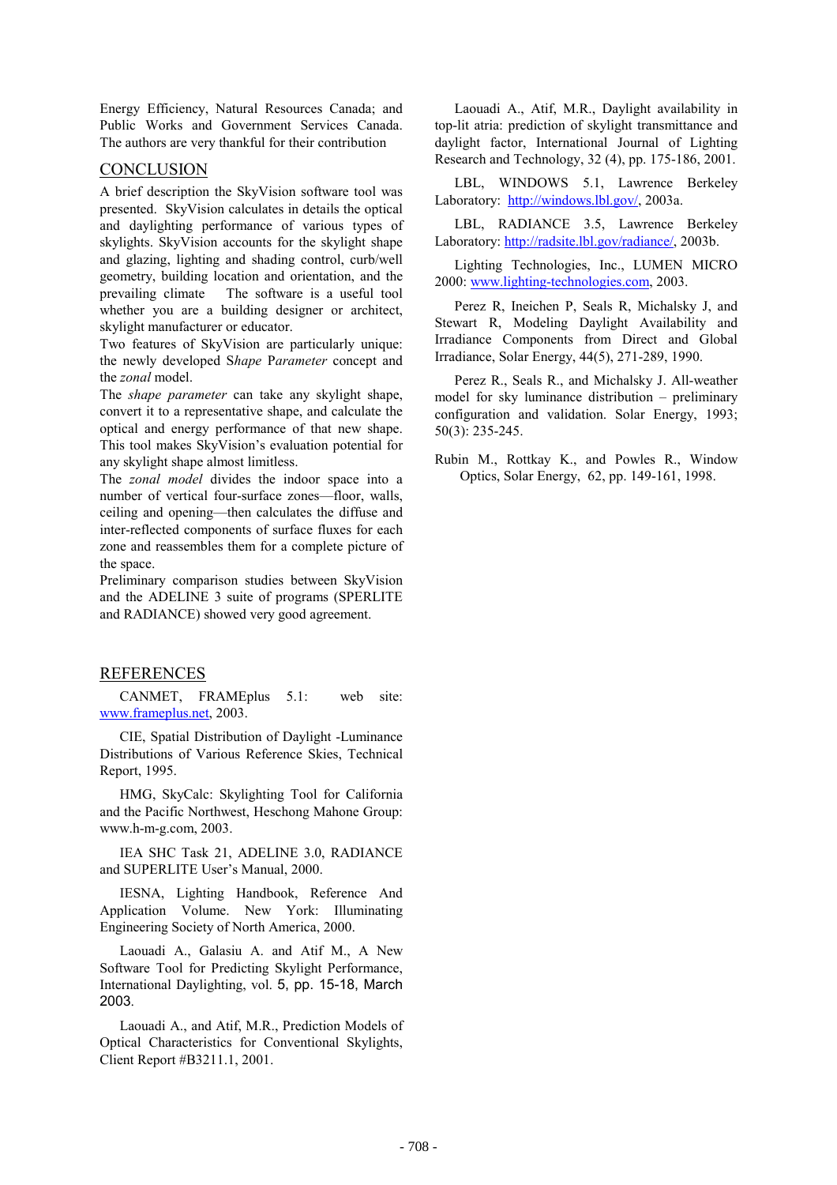Energy Efficiency, Natural Resources Canada; and Public Works and Government Services Canada. The authors are very thankful for their contribution

## CONCLUSION

A brief description the SkyVision software tool was presented. SkyVision calculates in details the optical and daylighting performance of various types of skylights. SkyVision accounts for the skylight shape and glazing, lighting and shading control, curb/well geometry, building location and orientation, and the prevailing climate The software is a useful tool whether you are a building designer or architect, skylight manufacturer or educator.

Two features of SkyVision are particularly unique: the newly developed S*hape* P*arameter* concept and the *zonal* model.

The *shape parameter* can take any skylight shape, convert it to a representative shape, and calculate the optical and energy performance of that new shape. This tool makes SkyVision's evaluation potential for any skylight shape almost limitless.

The *zonal model* divides the indoor space into a number of vertical four-surface zones—floor, walls, ceiling and opening—then calculates the diffuse and inter-reflected components of surface fluxes for each zone and reassembles them for a complete picture of the space.

Preliminary comparison studies between SkyVision and the ADELINE 3 suite of programs (SPERLITE and RADIANCE) showed very good agreement.

## REFERENCES

CANMET, FRAMEplus 5.1: web site: www.frameplus.net, 2003.

CIE, Spatial Distribution of Daylight -Luminance Distributions of Various Reference Skies, Technical Report, 1995.

HMG, SkyCalc: Skylighting Tool for California and the Pacific Northwest, Heschong Mahone Group: www.h-m-g.com, 2003.

IEA SHC Task 21, ADELINE 3.0, RADIANCE and SUPERLITE User's Manual, 2000.

IESNA, Lighting Handbook, Reference And Application Volume. New York: Illuminating Engineering Society of North America, 2000.

Laouadi A., Galasiu A. and Atif M., A New Software Tool for Predicting Skylight Performance, International Daylighting, vol. 5, pp. 15-18, March 2003.

Laouadi A., and Atif, M.R., Prediction Models of Optical Characteristics for Conventional Skylights, Client Report #B3211.1, 2001.

Laouadi A., Atif, M.R., Daylight availability in top-lit atria: prediction of skylight transmittance and daylight factor, International Journal of Lighting Research and Technology, 32 (4), pp. 175-186, 2001.

LBL, WINDOWS 5.1, Lawrence Berkeley Laboratory: http://windows.lbl.gov/, 2003a.

LBL, RADIANCE 3.5, Lawrence Berkeley Laboratory: http://radsite.lbl.gov/radiance/, 2003b.

Lighting Technologies, Inc., LUMEN MICRO 2000: www.lighting-technologies.com, 2003.

Perez R, Ineichen P, Seals R, Michalsky J, and Stewart R, Modeling Daylight Availability and Irradiance Components from Direct and Global Irradiance, Solar Energy, 44(5), 271-289, 1990.

Perez R., Seals R., and Michalsky J. All-weather model for sky luminance distribution – preliminary configuration and validation. Solar Energy, 1993; 50(3): 235-245.

Rubin M., Rottkay K., and Powles R., Window Optics, Solar Energy, 62, pp. 149-161, 1998.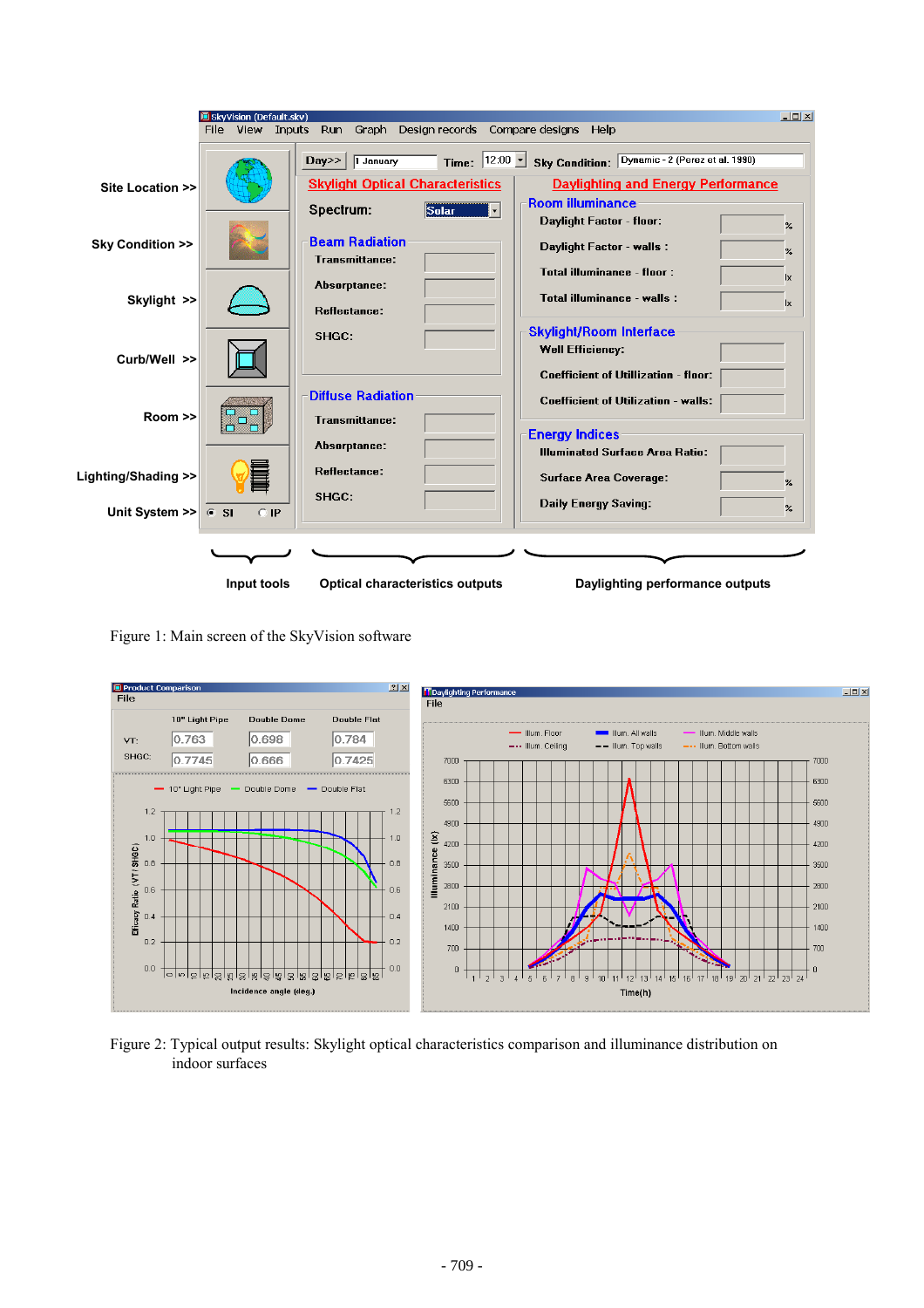Figure 1: Main screen of the SkyVision software

Figure 2: Typical output results: Skylight optical characteristics comparison and illuminance distribution on indoor surfaces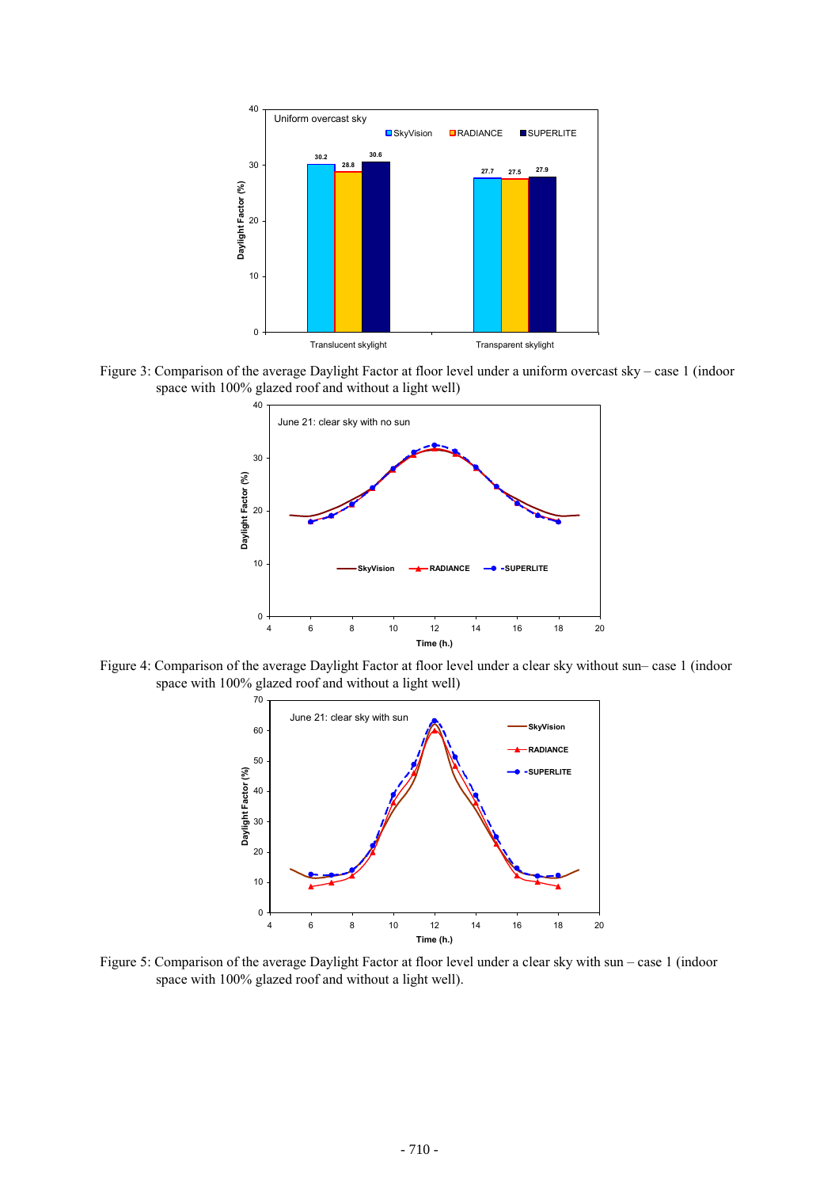Figure 3: Comparison of the average Daylight Factor at floor level under a uniform overcast sky – case 1 (indoor space with 100% glazed roof and without a light well)

Figure 4: Comparison of the average Daylight Factor at floor level under a clear sky without sun– case 1 (indoor space with 100% glazed roof and without a light well)

Figure 5: Comparison of the average Daylight Factor at floor level under a clear sky with sun – case 1 (indoor space with 100% glazed roof and without a light well).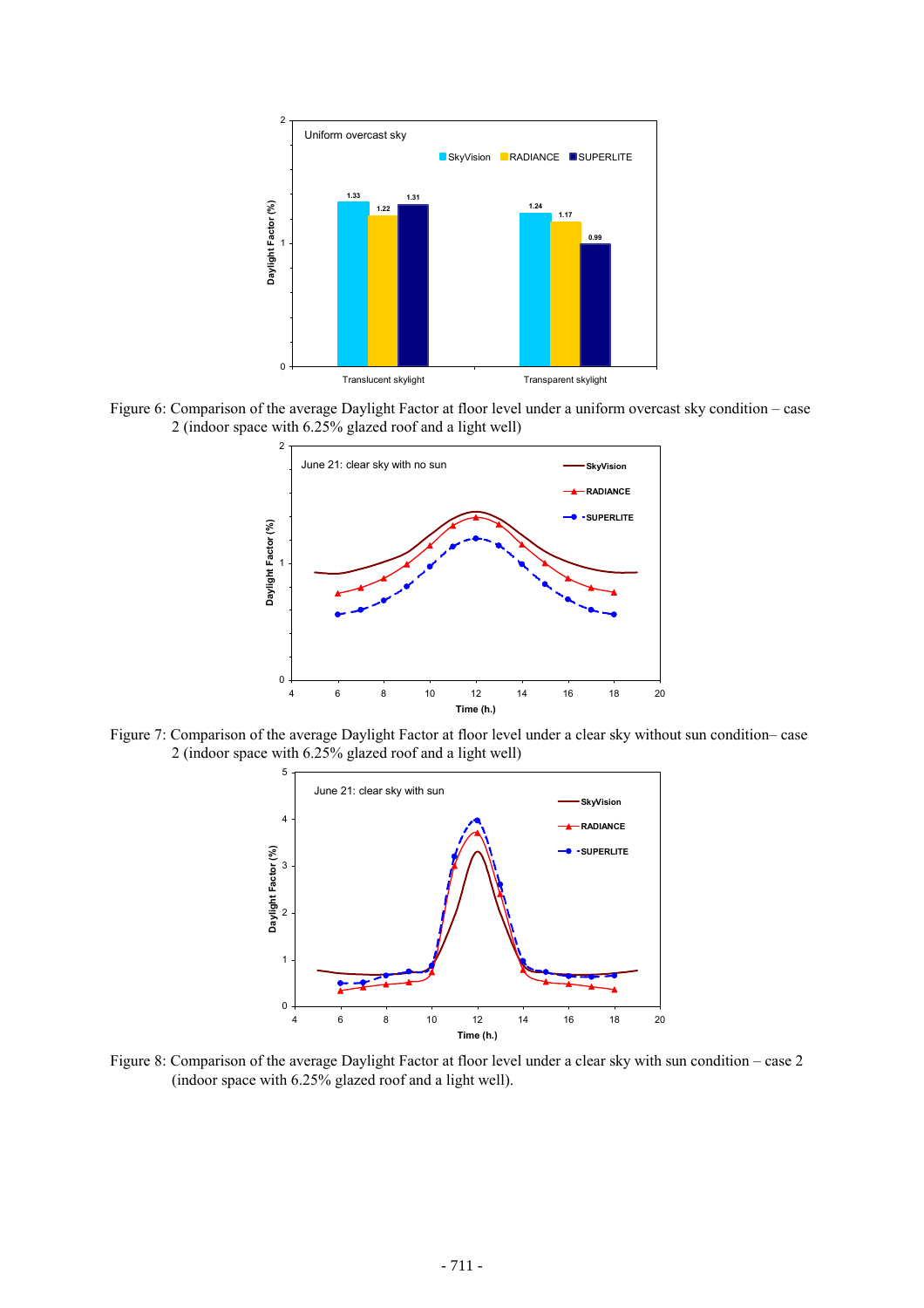Uniform overcast sky

SkyVision RADIANCE SUPERLITE

1.33 1.22 1.31

1.24 1.17 0.99

Daylight Factor (%)

0 1 2

Translucent skylight

Transparent skylight

Figure 6: Comparison of the average Daylight Factor at floor level under a uniform overcast sky condition – case 2 (indoor space with 6.25% glazed roof and a light well)

June 21: clear sky with no sun

SkyVision

RADIANCE

SUPERLITE

Daylight Factor (%)

0 1 2

4 6 8 10 12 14 16 18 20

Time (h.)

Figure 7: Comparison of the average Daylight Factor at floor level under a clear sky without sun condition– case 2 (indoor space with 6.25% glazed roof and a light well)

June 21: clear sky with sun

SkyVision

RADIANCE

SUPERLITE

Daylight Factor (%)

0 1 2 3 4 5

4 6 8 10 12 14 16 18 20

Time (h.)

Figure 8: Comparison of the average Daylight Factor at floor level under a clear sky with sun condition – case 2 (indoor space with 6.25% glazed roof and a light well).